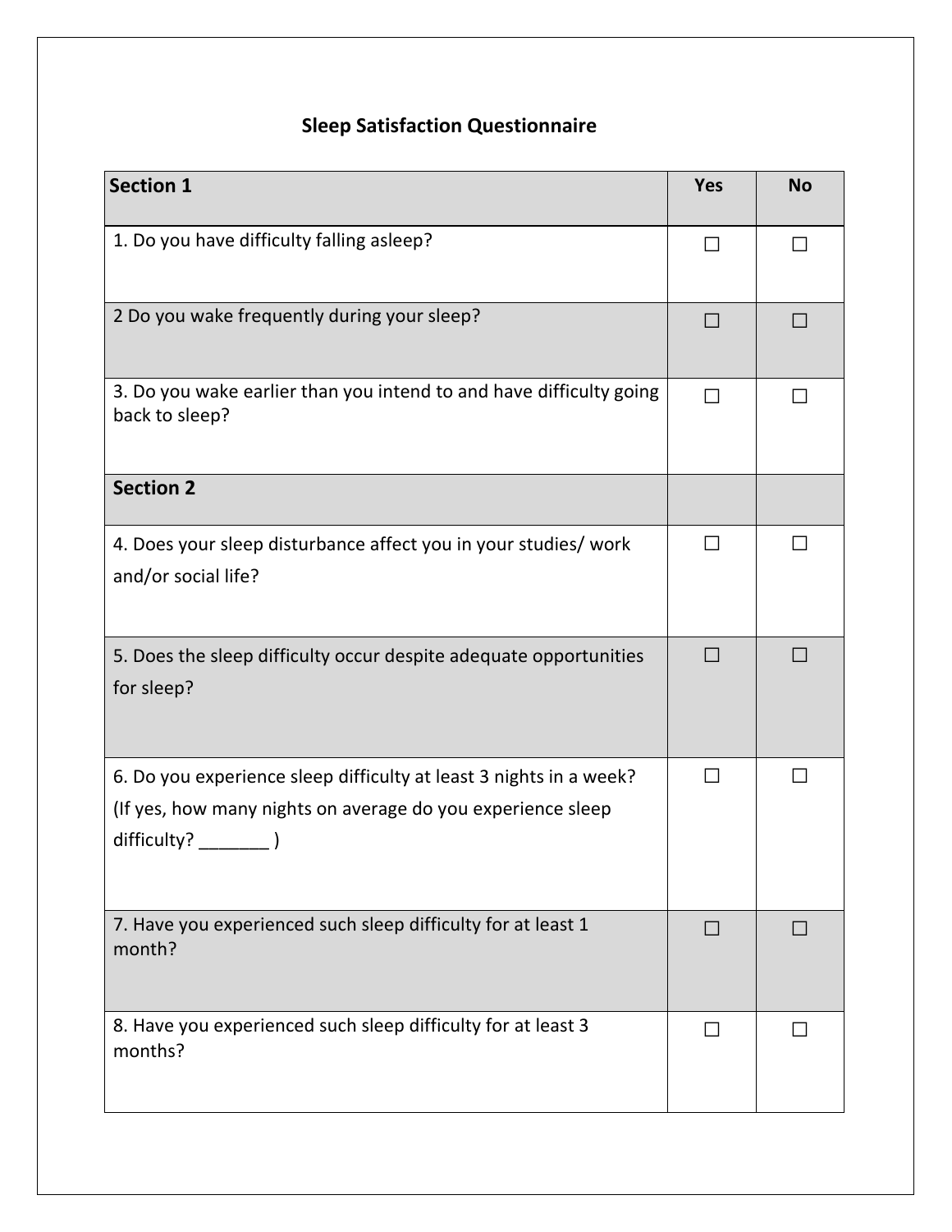## Sleep Satisfaction Questionnaire

| Section 1 | Yes | No |
|---|---|---|
| 1. Do you have difficulty falling asleep? | ☐ | ☐ |
| 2 Do you wake frequently during your sleep? | ☐ | ☐ |
| 3. Do you wake earlier than you intend to and have difficulty going back to sleep? | ☐ | ☐ |
| **Section 2** | | |
| 4. Does your sleep disturbance affect you in your studies/ work and/or social life? | ☐ | ☐ |
| 5. Does the sleep difficulty occur despite adequate opportunities for sleep? | ☐ | ☐ |
| 6. Do you experience sleep difficulty at least 3 nights in a week? (If yes, how many nights on average do you experience sleep difficulty? _______ ) | ☐ | ☐ |
| 7. Have you experienced such sleep difficulty for at least 1 month? | ☐ | ☐ |
| 8. Have you experienced such sleep difficulty for at least 3 months? | ☐ | ☐ |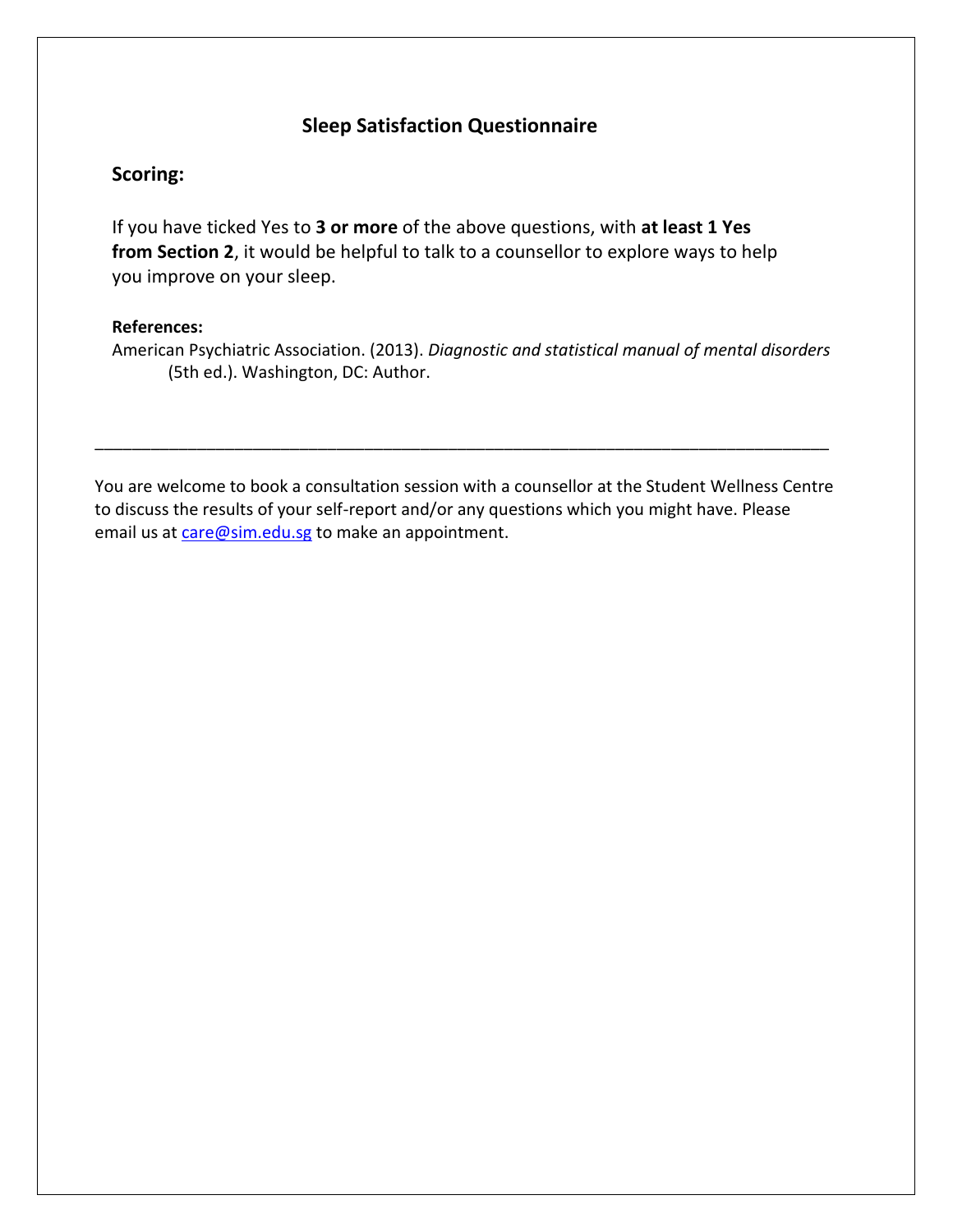# Sleep Satisfaction Questionnaire

## Scoring:

If you have ticked Yes to **3 or more** of the above questions, with **at least 1 Yes from Section 2**, it would be helpful to talk to a counsellor to explore ways to help you improve on your sleep.

**References:**

American Psychiatric Association. (2013). *Diagnostic and statistical manual of mental disorders* (5th ed.). Washington, DC: Author.

---

You are welcome to book a consultation session with a counsellor at the Student Wellness Centre to discuss the results of your self-report and/or any questions which you might have. Please email us at care@sim.edu.sg to make an appointment.